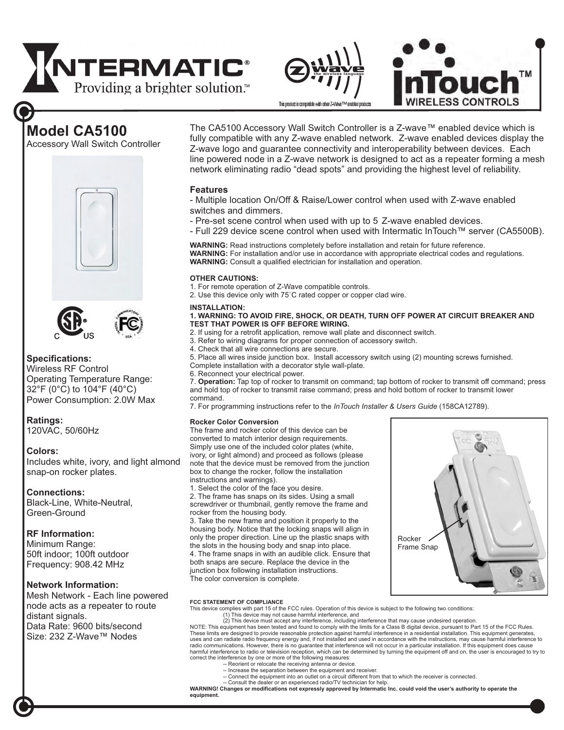INTERMATIC®
Providing a brighter solution.™

This product is compatible with other Z-Wave™ enabled products

InTouch™ WIRELESS CONTROLS

# Model CA5100

Accessory Wall Switch Controller

## Specifications:

Wireless RF Control
Operating Temperature Range:
32°F (0°C) to 104°F (40°C)
Power Consumption: 2.0W Max

## Ratings:

120VAC, 50/60Hz

## Colors:

Includes white, ivory, and light almond snap-on rocker plates.

## Connections:

Black-Line, White-Neutral, Green-Ground

## RF Information:

Minimum Range:
50ft indoor; 100ft outdoor
Frequency: 908.42 MHz

## Network Information:

Mesh Network - Each line powered node acts as a repeater to route distant signals.
Data Rate: 9600 bits/second
Size: 232 Z-Wave™ Nodes

The CA5100 Accessory Wall Switch Controller is a Z-wave™ enabled device which is fully compatible with any Z-wave enabled network. Z-wave enabled devices display the Z-wave logo and guarantee connectivity and interoperability between devices. Each line powered node in a Z-wave network is designed to act as a repeater forming a mesh network eliminating radio "dead spots" and providing the highest level of reliability.

## Features

- Multiple location On/Off & Raise/Lower control when used with Z-wave enabled switches and dimmers.
- Pre-set scene control when used with up to 5 Z-wave enabled devices.
- Full 229 device scene control when used with Intermatic InTouch™ server (CA5500B).

**WARNING:** Read instructions completely before installation and retain for future reference.
**WARNING:** For installation and/or use in accordance with appropriate electrical codes and regulations.
**WARNING:** Consult a qualified electrician for installation and operation.

**OTHER CAUTIONS:**

1. For remote operation of Z-Wave compatible controls.
2. Use this device only with 75˚C rated copper or copper clad wire.

**INSTALLATION:**

1. **WARNING: TO AVOID FIRE, SHOCK, OR DEATH, TURN OFF POWER AT CIRCUIT BREAKER AND TEST THAT POWER IS OFF BEFORE WIRING.**
2. If using for a retrofit application, remove wall plate and disconnect switch.
3. Refer to wiring diagrams for proper connection of accessory switch.
4. Check that all wire connections are secure.
5. Place all wires inside junction box. Install accessory switch using (2) mounting screws furnished. Complete installation with a decorator style wall-plate.
6. Reconnect your electrical power.
7. **Operation:** Tap top of rocker to transmit on command; tap bottom of rocker to transmit off command; press and hold top of rocker to transmit raise command; press and hold bottom of rocker to transmit lower command.
7. For programming instructions refer to the *InTouch Installer & Users Guide* (158CA12789).

**Rocker Color Conversion**

The frame and rocker color of this device can be converted to match interior design requirements. Simply use one of the included color plates (white, ivory, or light almond) and proceed as follows (please note that the device must be removed from the junction box to change the rocker, follow the installation instructions and warnings).

1. Select the color of the face you desire.
2. The frame has snaps on its sides. Using a small screwdriver or thumbnail, gently remove the frame and rocker from the housing body.
3. Take the new frame and position it properly to the housing body. Notice that the locking snaps will align in only the proper direction. Line up the plastic snaps with the slots in the housing body and snap into place.
4. The frame snaps in with an audible click. Ensure that both snaps are secure. Replace the device in the junction box following installation instructions.

The color conversion is complete.

Rocker Frame Snap

**FCC STATEMENT OF COMPLIANCE**

This device complies with part 15 of the FCC rules. Operation of this device is subject to the following two conditions:
(1) This device may not cause harmful interference, and
(2) This device must accept any interference, including interference that may cause undesired operation.

NOTE: This equipment has been tested and found to comply with the limits for a Class B digital device, pursuant to Part 15 of the FCC Rules. These limits are designed to provide reasonable protection against harmful interference in a residential installation. This equipment generates, uses and can radiate radio frequency energy and, if not installed and used in accordance with the instructions, may cause harmful interference to radio communications. However, there is no guarantee that interference will not occur in a particular installation. If this equipment does cause harmful interference to radio or television reception, which can be determined by turning the equipment off and on, the user is encouraged to try to correct the interference by one or more of the following measures:

-- Reorient or relocate the receiving antenna or device.
-- Increase the separation between the equipment and receiver.
-- Connect the equipment into an outlet on a circuit different from that to which the receiver is connected.
-- Consult the dealer or an experienced radio/TV technician for help.

**WARNING! Changes or modifications not expressly approved by Intermatic Inc. could void the user's authority to operate the equipment.**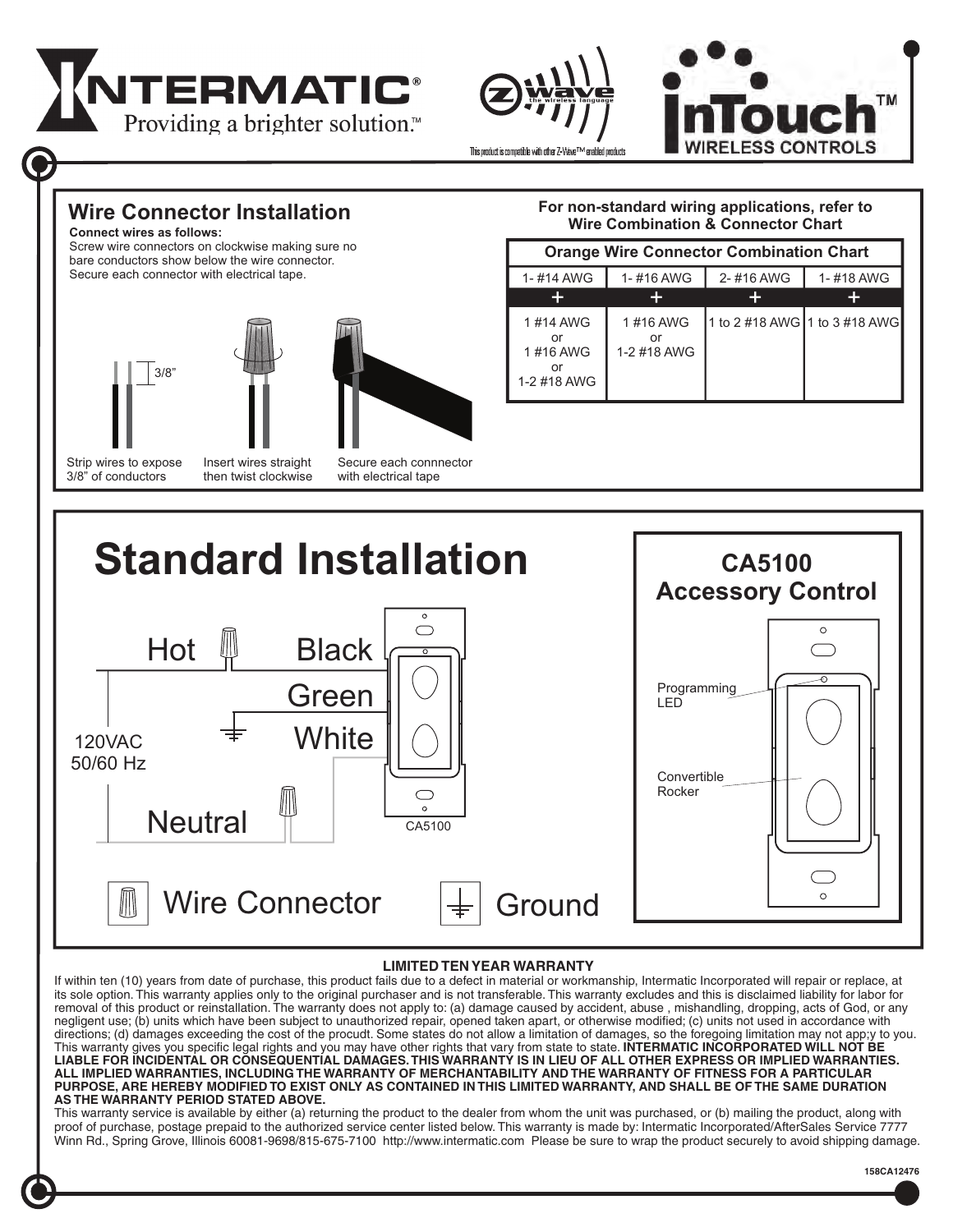INTERMATIC® Providing a brighter solution.™

This product is compatible with other Z-Wave™ enabled products

InTouch™ WIRELESS CONTROLS

## Wire Connector Installation

**Connect wires as follows:**
Screw wire connectors on clockwise making sure no bare conductors show below the wire connector. Secure each connector with electrical tape.

3/8"

Strip wires to expose 3/8" of conductors

Insert wires straight then twist clockwise

Secure each connnector with electrical tape

**For non-standard wiring applications, refer to Wire Combination & Connector Chart**

| Orange Wire Connector Combination Chart | | | |
|---|---|---|---|
| 1- #14 AWG | 1- #16 AWG | 2- #16 AWG | 1- #18 AWG |
| + | + | + | + |
| 1 #14 AWG or 1 #16 AWG or 1-2 #18 AWG | 1 #16 AWG or 1-2 #18 AWG | 1 to 2 #18 AWG | 1 to 3 #18 AWG |

# Standard Installation

Hot — Black
Green
White
120VAC 50/60 Hz
Neutral
CA5100

Wire Connector    Ground

## CA5100 Accessory Control

Programming LED

Convertible Rocker

### LIMITED TEN YEAR WARRANTY

If within ten (10) years from date of purchase, this product fails due to a defect in material or workmanship, Intermatic Incorporated will repair or replace, at its sole option. This warranty applies only to the original purchaser and is not transferable. This warranty excludes and this is disclaimed liability for labor for removal of this product or reinstallation. The warranty does not apply to: (a) damage caused by accident, abuse , mishandling, dropping, acts of God, or any negligent use; (b) units which have been subject to unauthorized repair, opened taken apart, or otherwise modified; (c) units not used in accordance with directions; (d) damages exceeding the cost of the procudt. Some states do not allow a limitation of damages, so the foregoing limitation may not app;y to you. This warranty gives you specific legal rights and you may have other rights that vary from state to state. **INTERMATIC INCORPORATED WILL NOT BE LIABLE FOR INCIDENTAL OR CONSEQUENTIAL DAMAGES. THIS WARRANTY IS IN LIEU OF ALL OTHER EXPRESS OR IMPLIED WARRANTIES. ALL IMPLIED WARRANTIES, INCLUDING THE WARRANTY OF MERCHANTABILITY AND THE WARRANTY OF FITNESS FOR A PARTICULAR PURPOSE, ARE HEREBY MODIFIED TO EXIST ONLY AS CONTAINED IN THIS LIMITED WARRANTY, AND SHALL BE OF THE SAME DURATION AS THE WARRANTY PERIOD STATED ABOVE.**
This warranty service is available by either (a) returning the product to the dealer from whom the unit was purchased, or (b) mailing the product, along with proof of purchase, postage prepaid to the authorized service center listed below. This warranty is made by: Intermatic Incorporated/AfterSales Service 7777 Winn Rd., Spring Grove, Illinois 60081-9698/815-675-7100 http://www.intermatic.com Please be sure to wrap the product securely to avoid shipping damage.

158CA12476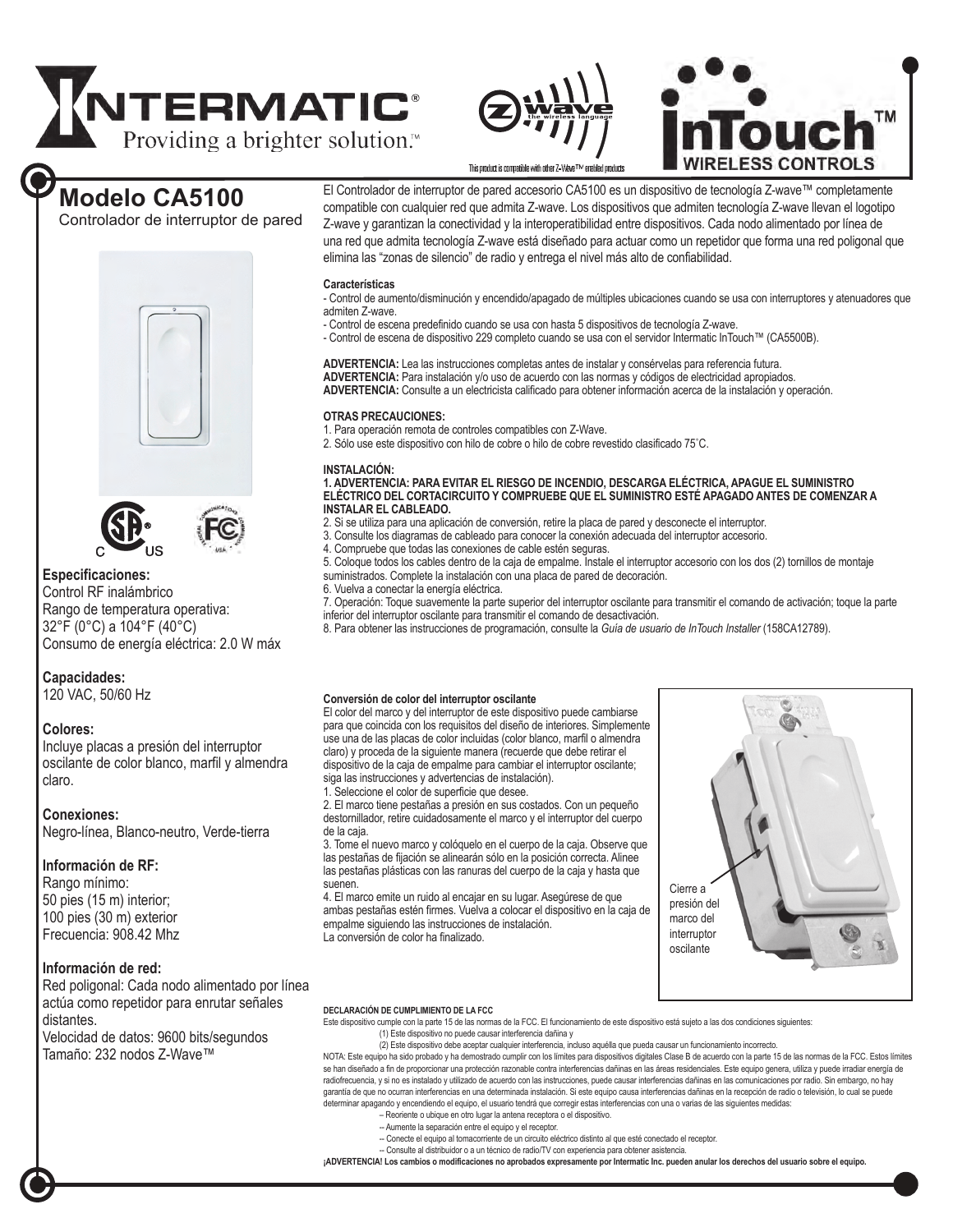INTERMATIC®
Providing a brighter solution.™

This product is compatible with other Z-Wave™ enabled products

InTouch™ WIRELESS CONTROLS

# Modelo CA5100

Controlador de interruptor de pared

### Especificaciones:

Control RF inalámbrico
Rango de temperatura operativa:
32°F (0°C) a 104°F (40°C)
Consumo de energía eléctrica: 2.0 W máx

### Capacidades:

120 VAC, 50/60 Hz

### Colores:

Incluye placas a presión del interruptor oscilante de color blanco, marfil y almendra claro.

### Conexiones:

Negro-línea, Blanco-neutro, Verde-tierra

### Información de RF:

Rango mínimo:
50 pies (15 m) interior;
100 pies (30 m) exterior
Frecuencia: 908.42 Mhz

### Información de red:

Red poligonal: Cada nodo alimentado por línea actúa como repetidor para enrutar señales distantes.
Velocidad de datos: 9600 bits/segundos
Tamaño: 232 nodos Z-Wave™

El Controlador de interruptor de pared accesorio CA5100 es un dispositivo de tecnología Z-wave™ completamente compatible con cualquier red que admita Z-wave. Los dispositivos que admiten tecnología Z-wave llevan el logotipo Z-wave y garantizan la conectividad y la interoperatibilidad entre dispositivos. Cada nodo alimentado por línea de una red que admita tecnología Z-wave está diseñado para actuar como un repetidor que forma una red poligonal que elimina las "zonas de silencio" de radio y entrega el nivel más alto de confiabilidad.

**Características**

- Control de aumento/disminución y encendido/apagado de múltiples ubicaciones cuando se usa con interruptores y atenuadores que admiten Z-wave.
- Control de escena predefinido cuando se usa con hasta 5 dispositivos de tecnología Z-wave.
- Control de escena de dispositivo 229 completo cuando se usa con el servidor Intermatic InTouch™ (CA5500B).

**ADVERTENCIA:** Lea las instrucciones completas antes de instalar y consérvelas para referencia futura.
**ADVERTENCIA:** Para instalación y/o uso de acuerdo con las normas y códigos de electricidad apropiados.
**ADVERTENCIA:** Consulte a un electricista calificado para obtener información acerca de la instalación y operación.

**OTRAS PRECAUCIONES:**

1. Para operación remota de controles compatibles con Z-Wave.
2. Sólo use este dispositivo con hilo de cobre o hilo de cobre revestido clasificado 75˚C.

**INSTALACIÓN:**

1. **ADVERTENCIA: PARA EVITAR EL RIESGO DE INCENDIO, DESCARGA ELÉCTRICA, APAGUE EL SUMINISTRO ELÉCTRICO DEL CORTACIRCUITO Y COMPRUEBE QUE EL SUMINISTRO ESTÉ APAGADO ANTES DE COMENZAR A INSTALAR EL CABLEADO.**
2. Si se utiliza para una aplicación de conversión, retire la placa de pared y desconecte el interruptor.
3. Consulte los diagramas de cableado para conocer la conexión adecuada del interruptor accesorio.
4. Compruebe que todas las conexiones de cable estén seguras.
5. Coloque todos los cables dentro de la caja de empalme. Instale el interruptor accesorio con los dos (2) tornillos de montaje suministrados. Complete la instalación con una placa de pared de decoración.
6. Vuelva a conectar la energía eléctrica.
7. Operación: Toque suavemente la parte superior del interruptor oscilante para transmitir el comando de activación; toque la parte inferior del interruptor oscilante para transmitir el comando de desactivación.
8. Para obtener las instrucciones de programación, consulte la *Guía de usuario de InTouch Installer* (158CA12789).

**Conversión de color del interruptor oscilante**

El color del marco y del interruptor de este dispositivo puede cambiarse para que coincida con los requisitos del diseño de interiores. Simplemente use una de las placas de color incluidas (color blanco, marfil o almendra claro) y proceda de la siguiente manera (recuerde que debe retirar el dispositivo de la caja de empalme para cambiar el interruptor oscilante; siga las instrucciones y advertencias de instalación).

1. Seleccione el color de superficie que desee.
2. El marco tiene pestañas a presión en sus costados. Con un pequeño destornillador, retire cuidadosamente el marco y el interruptor del cuerpo de la caja.
3. Tome el nuevo marco y colóquelo en el cuerpo de la caja. Observe que las pestañas de fijación se alinearán sólo en la posición correcta. Alinee las pestañas plásticas con las ranuras del cuerpo de la caja y hasta que suenen.
4. El marco emite un ruido al encajar en su lugar. Asegúrese de que ambas pestañas estén firmes. Vuelva a colocar el dispositivo en la caja de empalme siguiendo las instrucciones de instalación.

La conversión de color ha finalizado.

Cierre a presión del marco del interruptor oscilante

**DECLARACIÓN DE CUMPLIMIENTO DE LA FCC**

Este dispositivo cumple con la parte 15 de las normas de la FCC. El funcionamiento de este dispositivo está sujeto a las dos condiciones siguientes:

(1) Este dispositivo no puede causar interferencia dañina y
(2) Este dispositivo debe aceptar cualquier interferencia, incluso aquélla que pueda causar un funcionamiento incorrecto.

NOTA: Este equipo ha sido probado y ha demostrado cumplir con los límites para dispositivos digitales Clase B de acuerdo con la parte 15 de las normas de la FCC. Estos límites se han diseñado a fin de proporcionar una protección razonable contra interferencias dañinas en las áreas residenciales. Este equipo genera, utiliza y puede irradiar energía de radiofrecuencia, y si no es instalado y utilizado de acuerdo con las instrucciones, puede causar interferencias dañinas en las comunicaciones por radio. Sin embargo, no hay garantía de que no ocurran interferencias en una determinada instalación. Si este equipo causa interferencias dañinas en la recepción de radio o televisión, lo cual se puede determinar apagando y encendiendo el equipo, el usuario tendrá que corregir estas interferencias con una o varias de las siguientes medidas:

-- Reoriente o ubique en otro lugar la antena receptora o el dispositivo.
-- Aumente la separación entre el equipo y el receptor.
-- Conecte el equipo al tomacorriente de un circuito eléctrico distinto al que esté conectado el receptor.
-- Consulte al distribuidor o a un técnico de radio/TV con experiencia para obtener asistencia.

**¡ADVERTENCIA! Los cambios o modificaciones no aprobados expresamente por Intermatic Inc. pueden anular los derechos del usuario sobre el equipo.**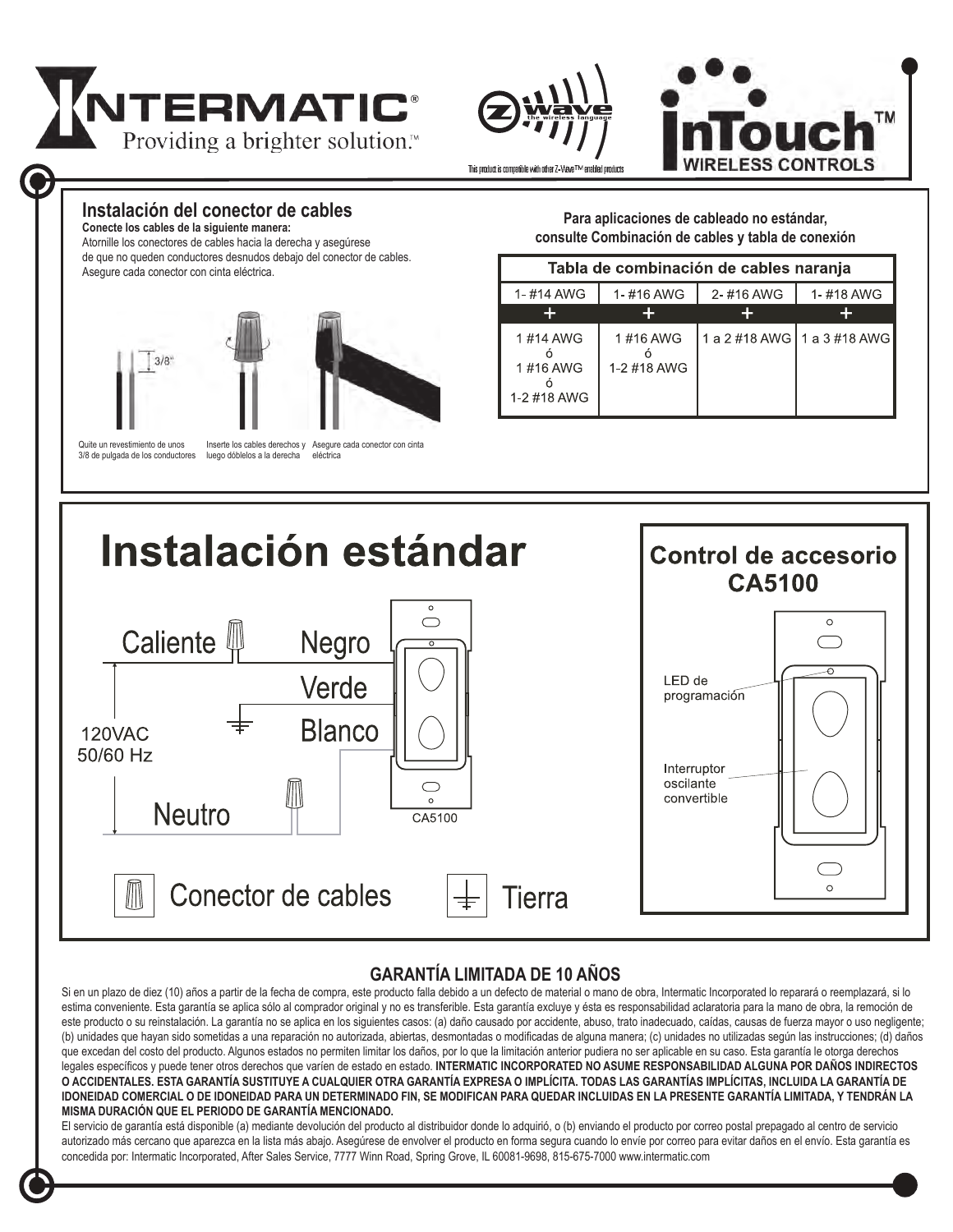# INTERMATIC®

Providing a brighter solution.™

This product is compatible with other Z-Wave™ enabled products

InTouch™ WIRELESS CONTROLS

## Instalación del conector de cables

**Conecte los cables de la siguiente manera:**

Atornille los conectores de cables hacia la derecha y asegúrese de que no queden conductores desnudos debajo del conector de cables. Asegure cada conector con cinta eléctrica.

3/8"

Quite un revestimiento de unos 3/8 de pulgada de los conductores

Inserte los cables derechos y luego dóblelos a la derecha

Asegure cada conector con cinta eléctrica

**Para aplicaciones de cableado no estándar, consulte Combinación de cables y tabla de conexión**

**Tabla de combinación de cables naranja**

| 1- #14 AWG | 1- #16 AWG | 2- #16 AWG | 1- #18 AWG |
|---|---|---|---|
| + | + | + | + |
| 1 #14 AWG ó 1 #16 AWG ó 1-2 #18 AWG | 1 #16 AWG ó 1-2 #18 AWG | 1 a 2 #18 AWG | 1 a 3 #18 AWG |

## Instalación estándar

Caliente — Negro

Verde

Blanco

120VAC 50/60 Hz

Neutro

CA5100

Conector de cables

Tierra

### Control de accesorio CA5100

LED de programación

Interruptor oscilante convertible

## GARANTÍA LIMITADA DE 10 AÑOS

Si en un plazo de diez (10) años a partir de la fecha de compra, este producto falla debido a un defecto de material o mano de obra, Intermatic Incorporated lo reparará o reemplazará, si lo estima conveniente. Esta garantía se aplica sólo al comprador original y no es transferible. Esta garantía excluye y ésta es responsabilidad aclaratoria para la mano de obra, la remoción de este producto o su reinstalación. La garantía no se aplica en los siguientes casos: (a) daño causado por accidente, abuso, trato inadecuado, caídas, causas de fuerza mayor o uso negligente; (b) unidades que hayan sido sometidas a una reparación no autorizada, abiertas, desmontadas o modificadas de alguna manera; (c) unidades no utilizadas según las instrucciones; (d) daños que excedan del costo del producto. Algunos estados no permiten limitar los daños, por lo que la limitación anterior pudiera no ser aplicable en su caso. Esta garantía le otorga derechos legales específicos y puede tener otros derechos que varíen de estado en estado. **INTERMATIC INCORPORATED NO ASUME RESPONSABILIDAD ALGUNA POR DAÑOS INDIRECTOS O ACCIDENTALES. ESTA GARANTÍA SUSTITUYE A CUALQUIER OTRA GARANTÍA EXPRESA O IMPLÍCITA. TODAS LAS GARANTÍAS IMPLÍCITAS, INCLUIDA LA GARANTÍA DE IDONEIDAD COMERCIAL O DE IDONEIDAD PARA UN DETERMINADO FIN, SE MODIFICAN PARA QUEDAR INCLUIDAS EN LA PRESENTE GARANTÍA LIMITADA, Y TENDRÁN LA MISMA DURACIÓN QUE EL PERIODO DE GARANTÍA MENCIONADO.**

El servicio de garantía está disponible (a) mediante devolución del producto al distribuidor donde lo adquirió, o (b) enviando el producto por correo postal prepagado al centro de servicio autorizado más cercano que aparezca en la lista más abajo. Asegúrese de envolver el producto en forma segura cuando lo envíe por correo para evitar daños en el envío. Esta garantía es concedida por: Intermatic Incorporated, After Sales Service, 7777 Winn Road, Spring Grove, IL 60081-9698, 815-675-7000 www.intermatic.com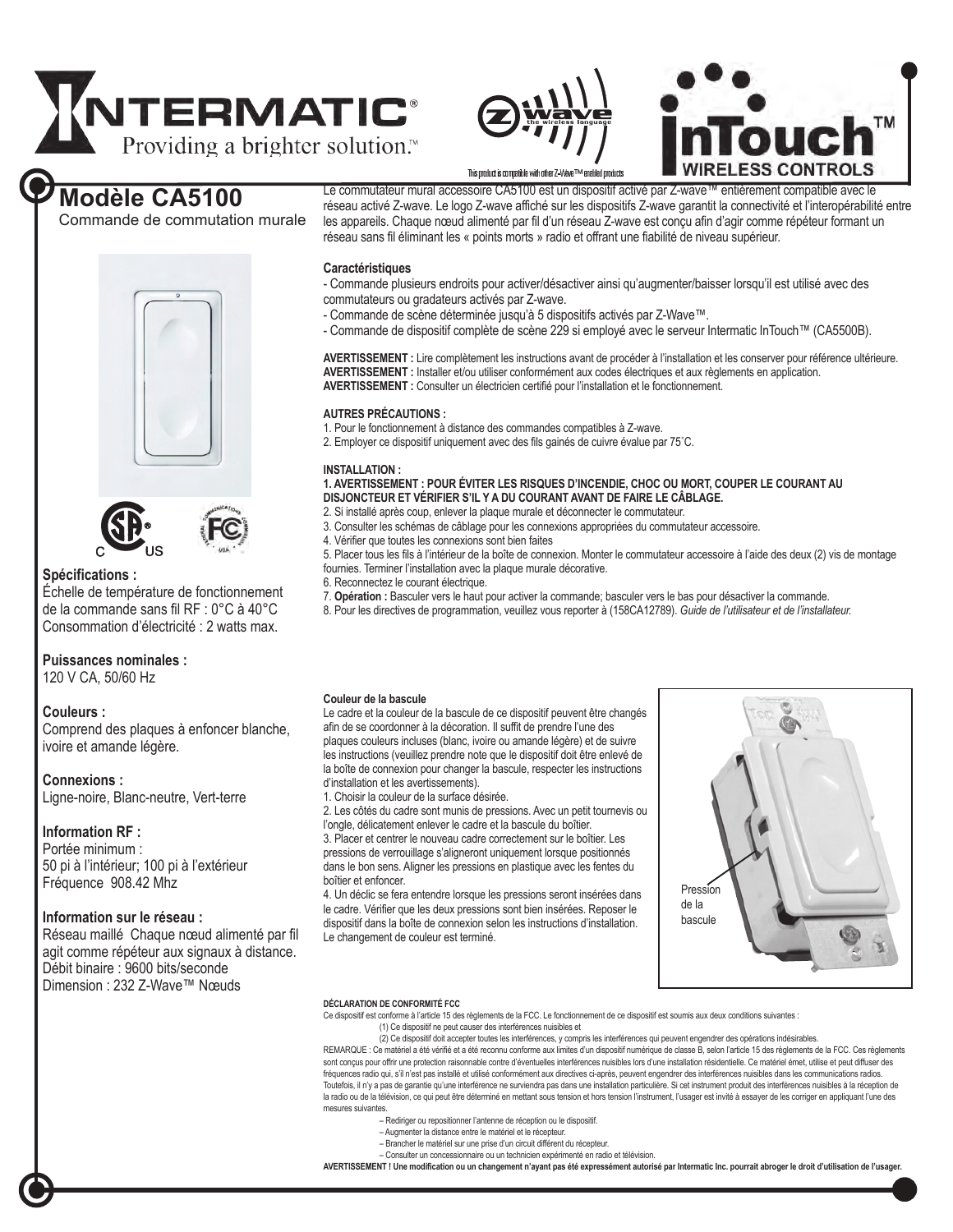# Modèle CA5100

Commande de commutation murale

This product is compatible with other Z-Wave™ enabled products

Le commutateur mural accessoire CA5100 est un dispositif activé par Z-wave™ entièrement compatible avec le réseau activé Z-wave. Le logo Z-wave affiché sur les dispositifs Z-wave garantit la connectivité et l'interopérabilité entre les appareils. Chaque nœud alimenté par fil d'un réseau Z-wave est conçu afin d'agir comme répéteur formant un réseau sans fil éliminant les « points morts » radio et offrant une fiabilité de niveau supérieur.

**Caractéristiques**

- Commande plusieurs endroits pour activer/désactiver ainsi qu'augmenter/baisser lorsqu'il est utilisé avec des commutateurs ou gradateurs activés par Z-wave.
- Commande de scène déterminée jusqu'à 5 dispositifs activés par Z-Wave™.
- Commande de dispositif complète de scène 229 si employé avec le serveur Intermatic InTouch™ (CA5500B).

**AVERTISSEMENT :** Lire complètement les instructions avant de procéder à l'installation et les conserver pour référence ultérieure.
**AVERTISSEMENT :** Installer et/ou utiliser conformément aux codes électriques et aux règlements en application.
**AVERTISSEMENT :** Consulter un électricien certifié pour l'installation et le fonctionnement.

**AUTRES PRÉCAUTIONS :**

1. Pour le fonctionnement à distance des commandes compatibles à Z-wave.
2. Employer ce dispositif uniquement avec des fils gainés de cuivre évalue par 75˚C.

**INSTALLATION :**

1. **AVERTISSEMENT : POUR ÉVITER LES RISQUES D'INCENDIE, CHOC OU MORT, COUPER LE COURANT AU DISJONCTEUR ET VÉRIFIER S'IL Y A DU COURANT AVANT DE FAIRE LE CÂBLAGE.**
2. Si installé après coup, enlever la plaque murale et déconnecter le commutateur.
3. Consulter les schémas de câblage pour les connexions appropriées du commutateur accessoire.
4. Vérifier que toutes les connexions sont bien faites
5. Placer tous les fils à l'intérieur de la boîte de connexion. Monter le commutateur accessoire à l'aide des deux (2) vis de montage fournies. Terminer l'installation avec la plaque murale décorative.
6. Reconnectez le courant électrique.
7. **Opération :** Basculer vers le haut pour activer la commande; basculer vers le bas pour désactiver la commande.
8. Pour les directives de programmation, veuillez vous reporter à (158CA12789). *Guide de l'utilisateur et de l'installateur.*

**Spécifications :**
Échelle de température de fonctionnement de la commande sans fil RF : 0°C à 40°C
Consommation d'électricité : 2 watts max.

**Puissances nominales :**
120 V CA, 50/60 Hz

**Couleurs :**
Comprend des plaques à enfoncer blanche, ivoire et amande légère.

**Connexions :**
Ligne-noire, Blanc-neutre, Vert-terre

**Information RF :**
Portée minimum :
50 pi à l'intérieur; 100 pi à l'extérieur
Fréquence 908.42 Mhz

**Information sur le réseau :**
Réseau maillé Chaque nœud alimenté par fil agit comme répéteur aux signaux à distance.
Débit binaire : 9600 bits/seconde
Dimension : 232 Z-Wave™ Nœuds

**Couleur de la bascule**

Le cadre et la couleur de la bascule de ce dispositif peuvent être changés afin de se coordonner à la décoration. Il suffit de prendre l'une des plaques couleurs incluses (blanc, ivoire ou amande légère) et de suivre les instructions (veuillez prendre note que le dispositif doit être enlevé de la boîte de connexion pour changer la bascule, respecter les instructions d'installation et les avertissements).

1. Choisir la couleur de la surface désirée.
2. Les côtés du cadre sont munis de pressions. Avec un petit tournevis ou l'ongle, délicatement enlever le cadre et la bascule du boîtier.
3. Placer et centrer le nouveau cadre correctement sur le boîtier. Les pressions de verrouillage s'aligneront uniquement lorsque positionnés dans le bon sens. Aligner les pressions en plastique avec les fentes du boîtier et enfoncer.
4. Un déclic se fera entendre lorsque les pressions seront insérées dans le cadre. Vérifier que les deux pressions sont bien insérées. Reposer le dispositif dans la boîte de connexion selon les instructions d'installation. Le changement de couleur est terminé.

Pression de la bascule

**DÉCLARATION DE CONFORMITÉ FCC**

Ce dispositif est conforme à l'article 15 des règlements de la FCC. Le fonctionnement de ce dispositif est soumis aux deux conditions suivantes :

(1) Ce dispositif ne peut causer des interférences nuisibles et
(2) Ce dispositif doit accepter toutes les interférences, y compris les interférences qui peuvent engendrer des opérations indésirables.

REMARQUE : Ce matériel a été vérifié et a été reconnu conforme aux limites d'un dispositif numérique de classe B, selon l'article 15 des règlements de la FCC. Ces règlements sont conçus pour offrir une protection raisonnable contre d'éventuelles interférences nuisibles lors d'une installation résidentielle. Ce matériel émet, utilise et peut diffuser des fréquences radio qui, s'il n'est pas installé et utilisé conformément aux directives ci-après, peuvent engendrer des interférences nuisibles dans les communications radios. Toutefois, il n'y a pas de garantie qu'une interférence ne surviendra pas dans une installation particulière. Si cet instrument produit des interférences nuisibles à la réception de la radio ou de la télévision, ce qui peut être déterminé en mettant sous tension et hors tension l'instrument, l'usager est invité à essayer de les corriger en appliquant l'une des mesures suivantes.

– Rediriger ou repositionner l'antenne de réception ou le dispositif.
– Augmenter la distance entre le matériel et le récepteur.
– Brancher le matériel sur une prise d'un circuit différent du récepteur.
– Consulter un concessionnaire ou un technicien expérimenté en radio et télévision.

**AVERTISSEMENT ! Une modification ou un changement n'ayant pas été expressément autorisé par Intermatic Inc. pourrait abroger le droit d'utilisation de l'usager.**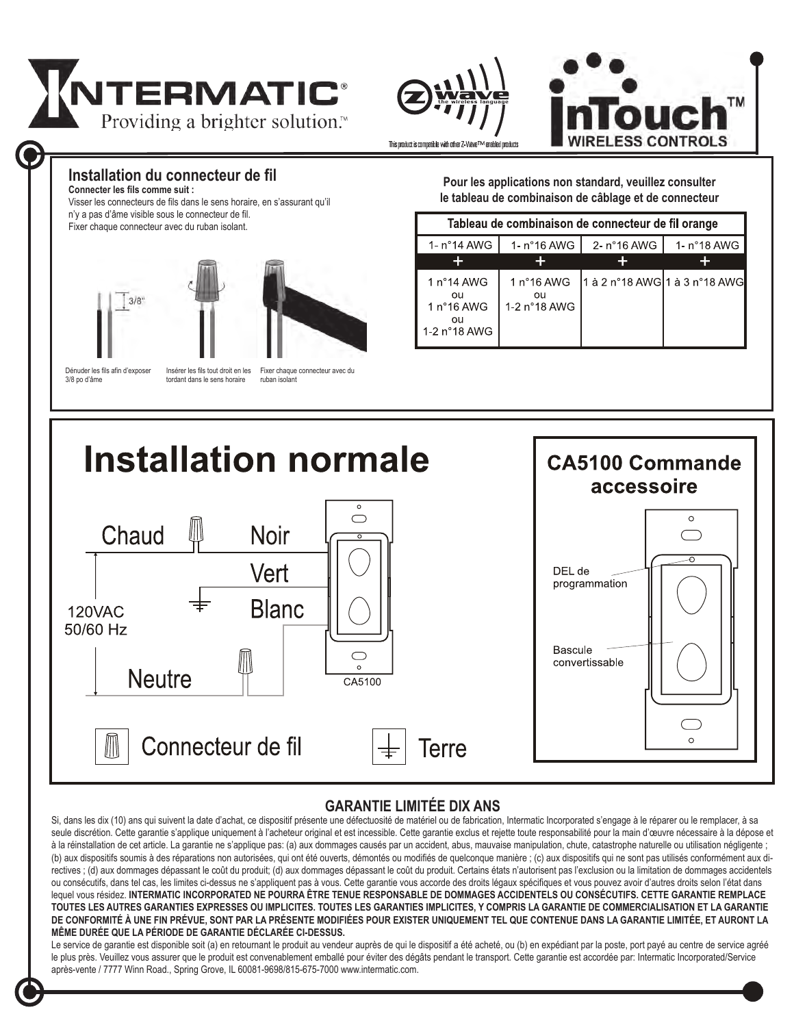INTERMATIC® Providing a brighter solution.™

This product is compatible with other Z-Wave™ enabled products

InTouch™ WIRELESS CONTROLS

## Installation du connecteur de fil

**Connecter les fils comme suit :**

Visser les connecteurs de fils dans le sens horaire, en s'assurant qu'il n'y a pas d'âme visible sous le connecteur de fil.
Fixer chaque connecteur avec du ruban isolant.

3/8"

Dénuder les fils afin d'exposer 3/8 po d'âme

Insérer les fils tout droit en les tordant dans le sens horaire

Fixer chaque connecteur avec du ruban isolant

**Pour les applications non standard, veuillez consulter le tableau de combinaison de câblage et de connecteur**

**Tableau de combinaison de connecteur de fil orange**

| 1- n°14 AWG | 1- n°16 AWG | 2- n°16 AWG | 1- n°18 AWG |
|---|---|---|---|
| + | + | + | + |
| 1 n°14 AWG ou 1 n°16 AWG ou 1-2 n°18 AWG | 1 n°16 AWG ou 1-2 n°18 AWG | 1 à 2 n°18 AWG | 1 à 3 n°18 AWG |

# Installation normale

Chaud

Noir

Vert

Blanc

120VAC
50/60 Hz

Neutre

CA5100

Connecteur de fil

Terre

## CA5100 Commande accessoire

DEL de programmation

Bascule convertissable

## GARANTIE LIMITÉE DIX ANS

Si, dans les dix (10) ans qui suivent la date d'achat, ce dispositif présente une défectuosité de matériel ou de fabrication, Intermatic Incorporated s'engage à le réparer ou le remplacer, à sa seule discrétion. Cette garantie s'applique uniquement à l'acheteur original et est incessible. Cette garantie exclus et rejette toute responsabilité pour la main d'œuvre nécessaire à la dépose et à la réinstallation de cet article. La garantie ne s'applique pas: (a) aux dommages causés par un accident, abus, mauvaise manipulation, chute, catastrophe naturelle ou utilisation négligente ; (b) aux dispositifs soumis à des réparations non autorisées, qui ont été ouverts, démontés ou modifiés de quelconque manière ; (c) aux dispositifs qui ne sont pas utilisés conformément aux directives ; (d) aux dommages dépassant le coût du produit; (d) aux dommages dépassant le coût du produit. Certains états n'autorisent pas l'exclusion ou la limitation de dommages accidentels ou consécutifs, dans tel cas, les limites ci-dessus ne s'appliquent pas à vous. Cette garantie vous accorde des droits légaux spécifiques et vous pouvez avoir d'autres droits selon l'état dans lequel vous résidez. **INTERMATIC INCORPORATED NE POURRA ÊTRE TENUE RESPONSABLE DE DOMMAGES ACCIDENTELS OU CONSÉCUTIFS. CETTE GARANTIE REMPLACE TOUTES LES AUTRES GARANTIES EXPRESSES OU IMPLICITES. TOUTES LES GARANTIES IMPLICITES, Y COMPRIS LA GARANTIE DE COMMERCIALISATION ET LA GARANTIE DE CONFORMITÉ À UNE FIN PRÉVUE, SONT PAR LA PRÉSENTE MODIFIÉES POUR EXISTER UNIQUEMENT TEL QUE CONTENUE DANS LA GARANTIE LIMITÉE, ET AURONT LA MÊME DURÉE QUE LA PÉRIODE DE GARANTIE DÉCLARÉE CI-DESSUS.**

Le service de garantie est disponible soit (a) en retournant le produit au vendeur auprès de qui le dispositif a été acheté, ou (b) en expédiant par la poste, port payé au centre de service agréé le plus près. Veuillez vous assurer que le produit est convenablement emballé pour éviter des dégâts pendant le transport. Cette garantie est accordée par: Intermatic Incorporated/Service après-vente / 7777 Winn Road., Spring Grove, IL 60081-9698/815-675-7000 www.intermatic.com.